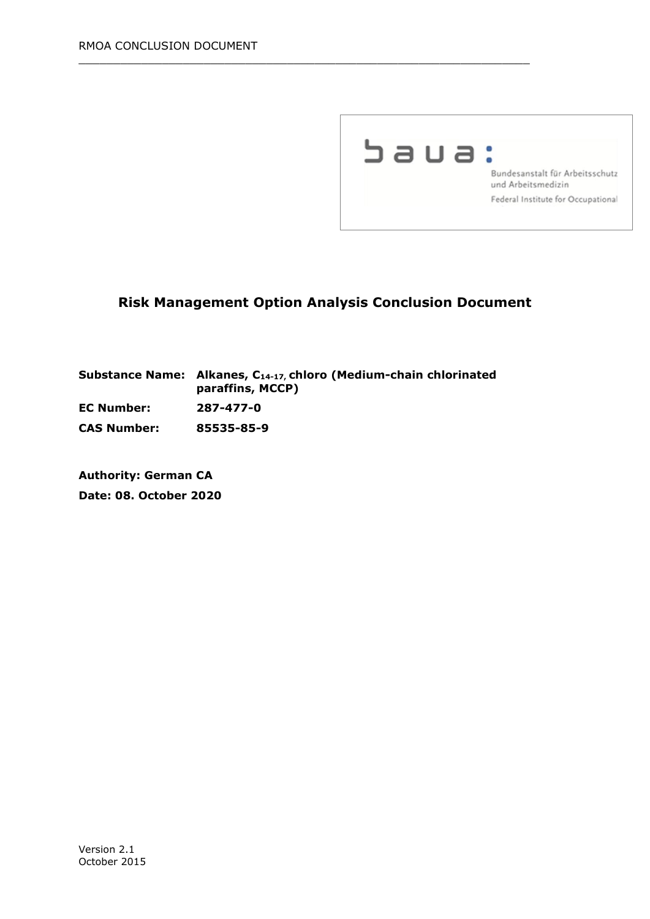baua:

Bundesanstalt für Arbeitsschutz und Arbeitsmedizin

Federal Institute for Occupational

# Risk Management Option Analysis Conclusion Document

**Substance Name:** **Alkanes, $C_{14-17}$, chloro (Medium-chain chlorinated paraffins, MCCP)**

**EC Number:** **287-477-0**

**CAS Number:** **85535-85-9**

**Authority: German CA**

**Date: 08. October 2020**

Version 2.1
October 2015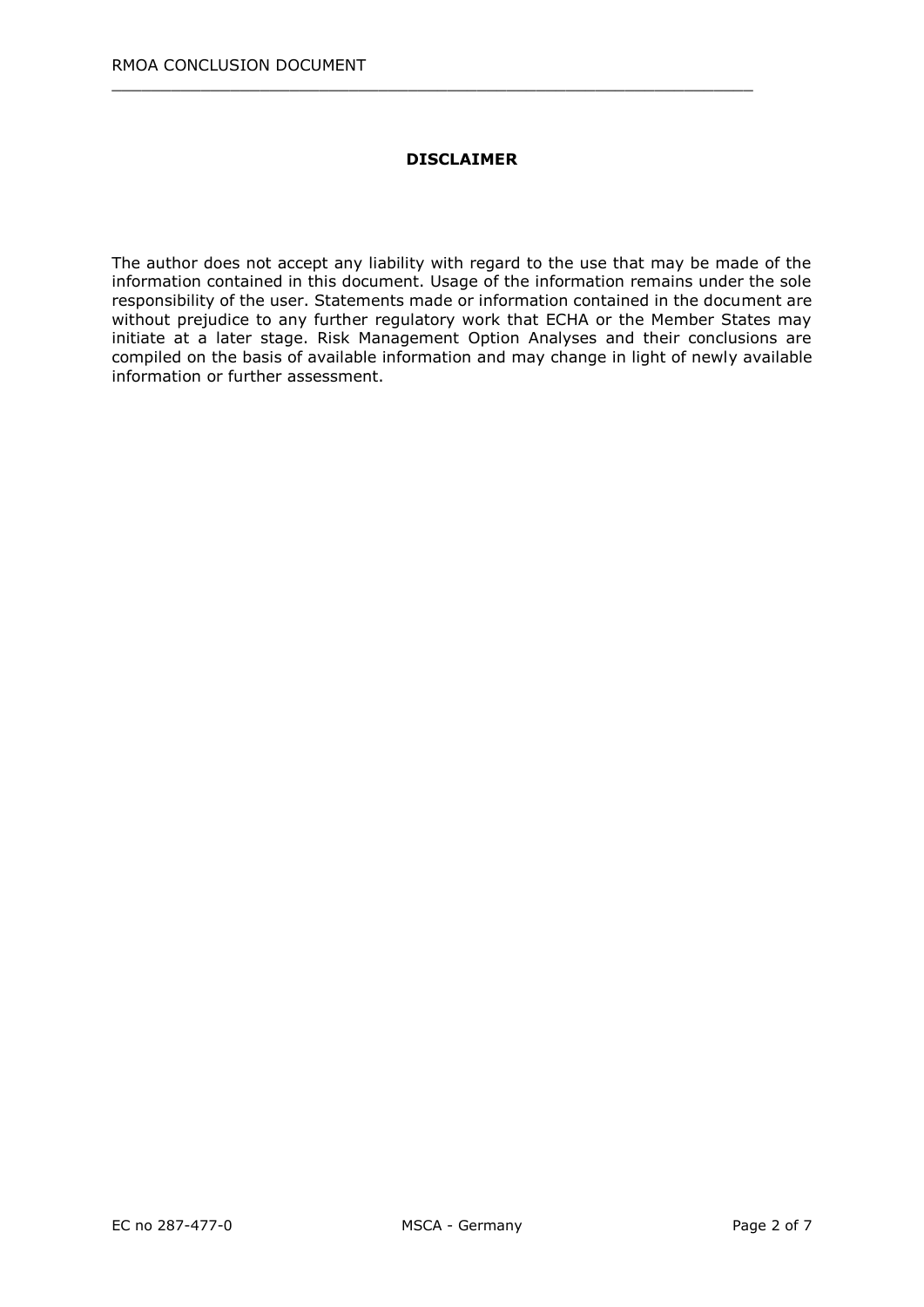## DISCLAIMER

The author does not accept any liability with regard to the use that may be made of the information contained in this document. Usage of the information remains under the sole responsibility of the user. Statements made or information contained in the document are without prejudice to any further regulatory work that ECHA or the Member States may initiate at a later stage. Risk Management Option Analyses and their conclusions are compiled on the basis of available information and may change in light of newly available information or further assessment.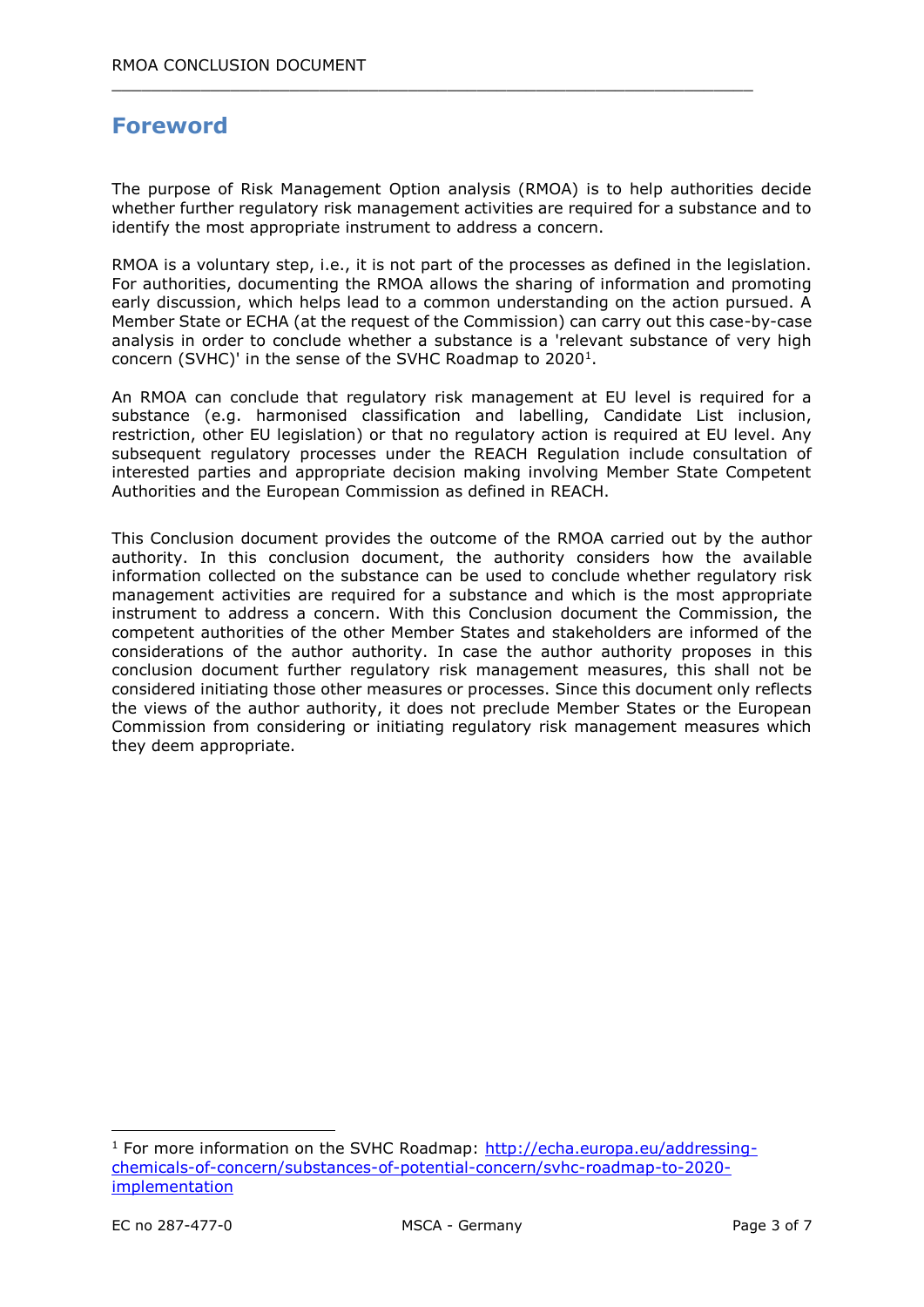# Foreword

The purpose of Risk Management Option analysis (RMOA) is to help authorities decide whether further regulatory risk management activities are required for a substance and to identify the most appropriate instrument to address a concern.

RMOA is a voluntary step, i.e., it is not part of the processes as defined in the legislation. For authorities, documenting the RMOA allows the sharing of information and promoting early discussion, which helps lead to a common understanding on the action pursued. A Member State or ECHA (at the request of the Commission) can carry out this case-by-case analysis in order to conclude whether a substance is a 'relevant substance of very high concern (SVHC)' in the sense of the SVHC Roadmap to 2020[1].

An RMOA can conclude that regulatory risk management at EU level is required for a substance (e.g. harmonised classification and labelling, Candidate List inclusion, restriction, other EU legislation) or that no regulatory action is required at EU level. Any subsequent regulatory processes under the REACH Regulation include consultation of interested parties and appropriate decision making involving Member State Competent Authorities and the European Commission as defined in REACH.

This Conclusion document provides the outcome of the RMOA carried out by the author authority. In this conclusion document, the authority considers how the available information collected on the substance can be used to conclude whether regulatory risk management activities are required for a substance and which is the most appropriate instrument to address a concern. With this Conclusion document the Commission, the competent authorities of the other Member States and stakeholders are informed of the considerations of the author authority. In case the author authority proposes in this conclusion document further regulatory risk management measures, this shall not be considered initiating those other measures or processes. Since this document only reflects the views of the author authority, it does not preclude Member States or the European Commission from considering or initiating regulatory risk management measures which they deem appropriate.

[1] For more information on the SVHC Roadmap: [http://echa.europa.eu/addressing-chemicals-of-concern/substances-of-potential-concern/svhc-roadmap-to-2020-implementation](http://echa.europa.eu/addressing-chemicals-of-concern/substances-of-potential-concern/svhc-roadmap-to-2020-implementation)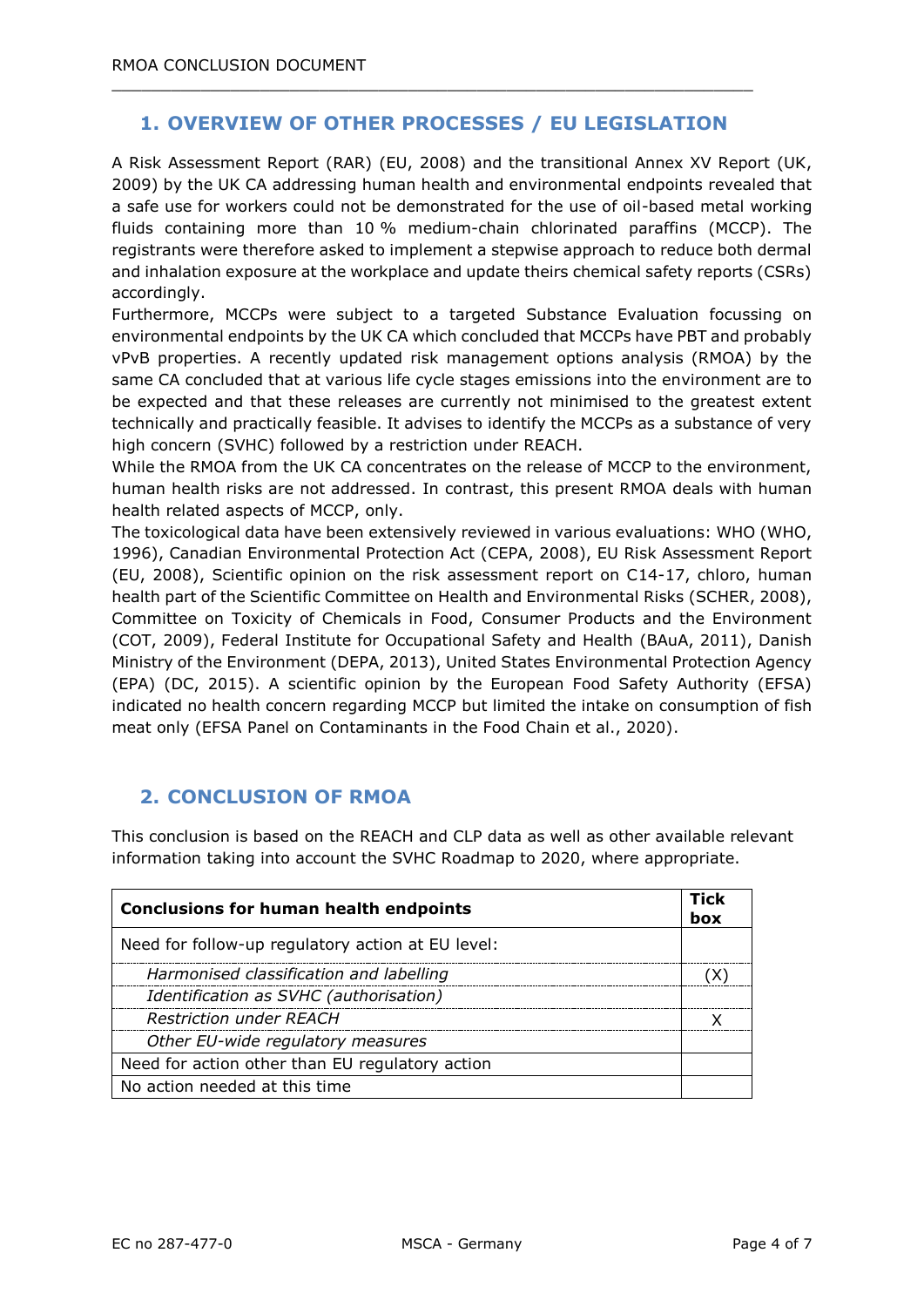# 1. OVERVIEW OF OTHER PROCESSES / EU LEGISLATION

A Risk Assessment Report (RAR) (EU, 2008) and the transitional Annex XV Report (UK, 2009) by the UK CA addressing human health and environmental endpoints revealed that a safe use for workers could not be demonstrated for the use of oil-based metal working fluids containing more than 10 % medium-chain chlorinated paraffins (MCCP). The registrants were therefore asked to implement a stepwise approach to reduce both dermal and inhalation exposure at the workplace and update theirs chemical safety reports (CSRs) accordingly.

Furthermore, MCCPs were subject to a targeted Substance Evaluation focussing on environmental endpoints by the UK CA which concluded that MCCPs have PBT and probably vPvB properties. A recently updated risk management options analysis (RMOA) by the same CA concluded that at various life cycle stages emissions into the environment are to be expected and that these releases are currently not minimised to the greatest extent technically and practically feasible. It advises to identify the MCCPs as a substance of very high concern (SVHC) followed by a restriction under REACH.

While the RMOA from the UK CA concentrates on the release of MCCP to the environment, human health risks are not addressed. In contrast, this present RMOA deals with human health related aspects of MCCP, only.

The toxicological data have been extensively reviewed in various evaluations: WHO (WHO, 1996), Canadian Environmental Protection Act (CEPA, 2008), EU Risk Assessment Report (EU, 2008), Scientific opinion on the risk assessment report on C14-17, chloro, human health part of the Scientific Committee on Health and Environmental Risks (SCHER, 2008), Committee on Toxicity of Chemicals in Food, Consumer Products and the Environment (COT, 2009), Federal Institute for Occupational Safety and Health (BAuA, 2011), Danish Ministry of the Environment (DEPA, 2013), United States Environmental Protection Agency (EPA) (DC, 2015). A scientific opinion by the European Food Safety Authority (EFSA) indicated no health concern regarding MCCP but limited the intake on consumption of fish meat only (EFSA Panel on Contaminants in the Food Chain et al., 2020).

# 2. CONCLUSION OF RMOA

This conclusion is based on the REACH and CLP data as well as other available relevant information taking into account the SVHC Roadmap to 2020, where appropriate.

| **Conclusions for human health endpoints** | **Tick box** |
| --- | --- |
| Need for follow-up regulatory action at EU level: | |
| *Harmonised classification and labelling* | (X) |
| *Identification as SVHC (authorisation)* | |
| *Restriction under REACH* | X |
| *Other EU-wide regulatory measures* | |
| Need for action other than EU regulatory action | |
| No action needed at this time | |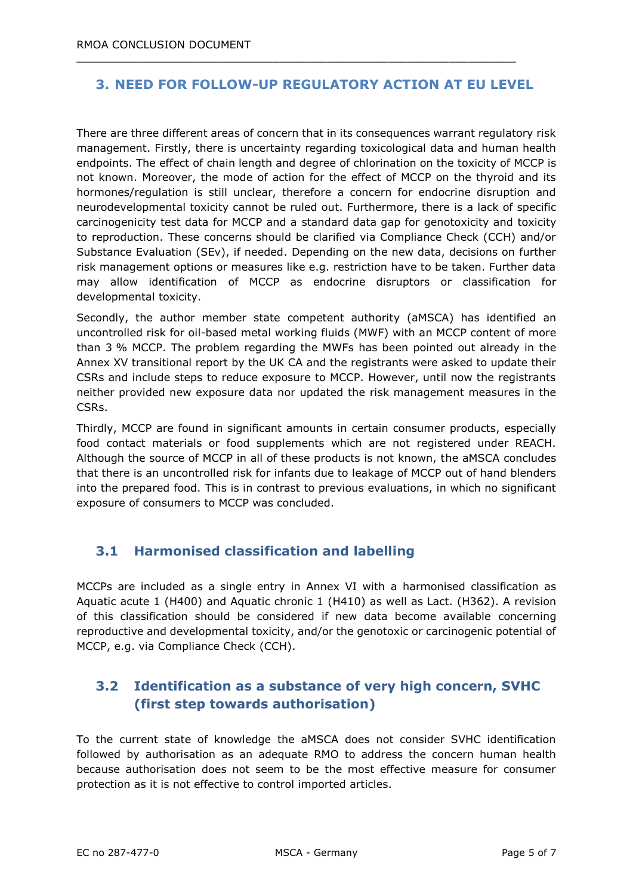## 3. NEED FOR FOLLOW-UP REGULATORY ACTION AT EU LEVEL

There are three different areas of concern that in its consequences warrant regulatory risk management. Firstly, there is uncertainty regarding toxicological data and human health endpoints. The effect of chain length and degree of chlorination on the toxicity of MCCP is not known. Moreover, the mode of action for the effect of MCCP on the thyroid and its hormones/regulation is still unclear, therefore a concern for endocrine disruption and neurodevelopmental toxicity cannot be ruled out. Furthermore, there is a lack of specific carcinogenicity test data for MCCP and a standard data gap for genotoxicity and toxicity to reproduction. These concerns should be clarified via Compliance Check (CCH) and/or Substance Evaluation (SEv), if needed. Depending on the new data, decisions on further risk management options or measures like e.g. restriction have to be taken. Further data may allow identification of MCCP as endocrine disruptors or classification for developmental toxicity.

Secondly, the author member state competent authority (aMSCA) has identified an uncontrolled risk for oil-based metal working fluids (MWF) with an MCCP content of more than 3 % MCCP. The problem regarding the MWFs has been pointed out already in the Annex XV transitional report by the UK CA and the registrants were asked to update their CSRs and include steps to reduce exposure to MCCP. However, until now the registrants neither provided new exposure data nor updated the risk management measures in the CSRs.

Thirdly, MCCP are found in significant amounts in certain consumer products, especially food contact materials or food supplements which are not registered under REACH. Although the source of MCCP in all of these products is not known, the aMSCA concludes that there is an uncontrolled risk for infants due to leakage of MCCP out of hand blenders into the prepared food. This is in contrast to previous evaluations, in which no significant exposure of consumers to MCCP was concluded.

### 3.1 Harmonised classification and labelling

MCCPs are included as a single entry in Annex VI with a harmonised classification as Aquatic acute 1 (H400) and Aquatic chronic 1 (H410) as well as Lact. (H362). A revision of this classification should be considered if new data become available concerning reproductive and developmental toxicity, and/or the genotoxic or carcinogenic potential of MCCP, e.g. via Compliance Check (CCH).

### 3.2 Identification as a substance of very high concern, SVHC (first step towards authorisation)

To the current state of knowledge the aMSCA does not consider SVHC identification followed by authorisation as an adequate RMO to address the concern human health because authorisation does not seem to be the most effective measure for consumer protection as it is not effective to control imported articles.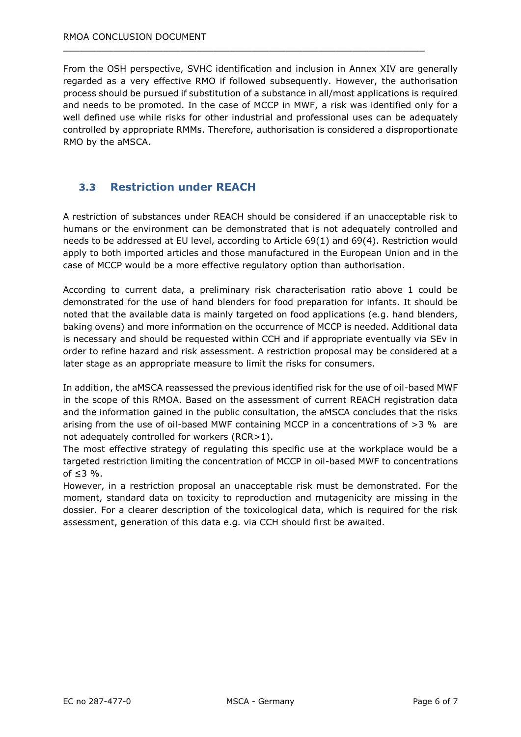From the OSH perspective, SVHC identification and inclusion in Annex XIV are generally regarded as a very effective RMO if followed subsequently. However, the authorisation process should be pursued if substitution of a substance in all/most applications is required and needs to be promoted. In the case of MCCP in MWF, a risk was identified only for a well defined use while risks for other industrial and professional uses can be adequately controlled by appropriate RMMs. Therefore, authorisation is considered a disproportionate RMO by the aMSCA.

## 3.3 Restriction under REACH

A restriction of substances under REACH should be considered if an unacceptable risk to humans or the environment can be demonstrated that is not adequately controlled and needs to be addressed at EU level, according to Article 69(1) and 69(4). Restriction would apply to both imported articles and those manufactured in the European Union and in the case of MCCP would be a more effective regulatory option than authorisation.

According to current data, a preliminary risk characterisation ratio above 1 could be demonstrated for the use of hand blenders for food preparation for infants. It should be noted that the available data is mainly targeted on food applications (e.g. hand blenders, baking ovens) and more information on the occurrence of MCCP is needed. Additional data is necessary and should be requested within CCH and if appropriate eventually via SEv in order to refine hazard and risk assessment. A restriction proposal may be considered at a later stage as an appropriate measure to limit the risks for consumers.

In addition, the aMSCA reassessed the previous identified risk for the use of oil-based MWF in the scope of this RMOA. Based on the assessment of current REACH registration data and the information gained in the public consultation, the aMSCA concludes that the risks arising from the use of oil-based MWF containing MCCP in a concentrations of >3 % are not adequately controlled for workers (RCR>1).

The most effective strategy of regulating this specific use at the workplace would be a targeted restriction limiting the concentration of MCCP in oil-based MWF to concentrations of ≤3 %.

However, in a restriction proposal an unacceptable risk must be demonstrated. For the moment, standard data on toxicity to reproduction and mutagenicity are missing in the dossier. For a clearer description of the toxicological data, which is required for the risk assessment, generation of this data e.g. via CCH should first be awaited.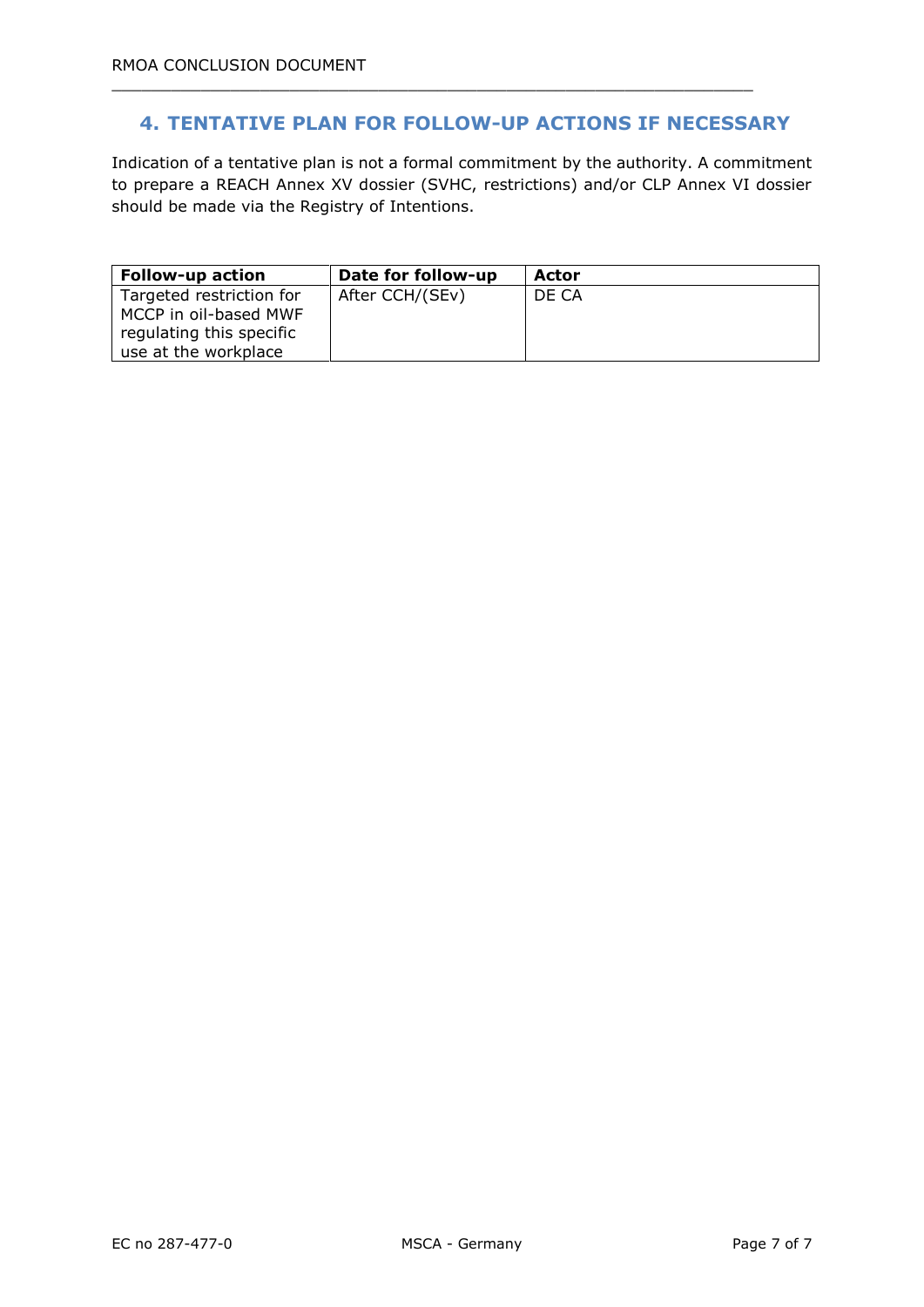## 4. TENTATIVE PLAN FOR FOLLOW-UP ACTIONS IF NECESSARY

Indication of a tentative plan is not a formal commitment by the authority. A commitment to prepare a REACH Annex XV dossier (SVHC, restrictions) and/or CLP Annex VI dossier should be made via the Registry of Intentions.

| Follow-up action | Date for follow-up | Actor |
|---|---|---|
| Targeted restriction for MCCP in oil-based MWF regulating this specific use at the workplace | After CCH/(SEv) | DE CA |